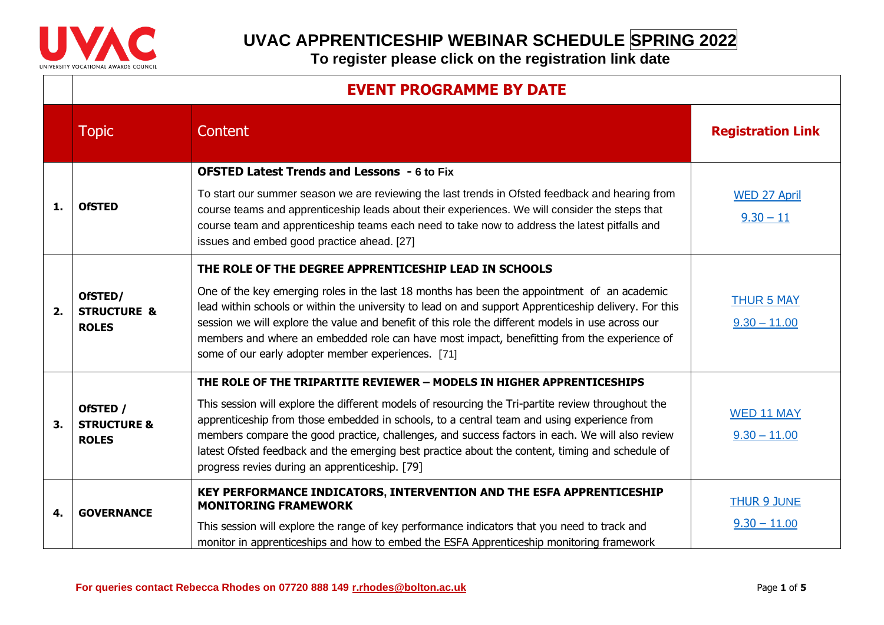# UVAC APPRENTICESHIP WEBINAR SCHEDULE SPRING 2022

**To register please click on the registration link date**

## EVENT PROGRAMME BY DATE

| | Topic | Content | Registration Link |
|---|---|---|---|
| **1.** | **OfSTED** | **OFSTED Latest Trends and Lessons - 6 to Fix**<br>To start our summer season we are reviewing the last trends in Ofsted feedback and hearing from course teams and apprenticeship leads about their experiences. We will consider the steps that course team and apprenticeship teams each need to take now to address the latest pitfalls and issues and embed good practice ahead. [27] | WED 27 April<br>9.30 – 11 |
| **2.** | **OfSTED/ STRUCTURE & ROLES** | **THE ROLE OF THE DEGREE APPRENTICESHIP LEAD IN SCHOOLS**<br>One of the key emerging roles in the last 18 months has been the appointment of an academic lead within schools or within the university to lead on and support Apprenticeship delivery. For this session we will explore the value and benefit of this role the different models in use across our members and where an embedded role can have most impact, benefitting from the experience of some of our early adopter member experiences. [71] | THUR 5 MAY<br>9.30 – 11.00 |
| **3.** | **OfSTED / STRUCTURE & ROLES** | **THE ROLE OF THE TRIPARTITE REVIEWER – MODELS IN HIGHER APPRENTICESHIPS**<br>This session will explore the different models of resourcing the Tri-partite review throughout the apprenticeship from those embedded in schools, to a central team and using experience from members compare the good practice, challenges, and success factors in each. We will also review latest Ofsted feedback and the emerging best practice about the content, timing and schedule of progress revies during an apprenticeship. [79] | WED 11 MAY<br>9.30 – 11.00 |
| **4.** | **GOVERNANCE** | **KEY PERFORMANCE INDICATORS, INTERVENTION AND THE ESFA APPRENTICESHIP MONITORING FRAMEWORK**<br>This session will explore the range of key performance indicators that you need to track and monitor in apprenticeships and how to embed the ESFA Apprenticeship monitoring framework | THUR 9 JUNE<br>9.30 – 11.00 |

**For queries contact Rebecca Rhodes on 07720 888 149 r.rhodes@bolton.ac.uk**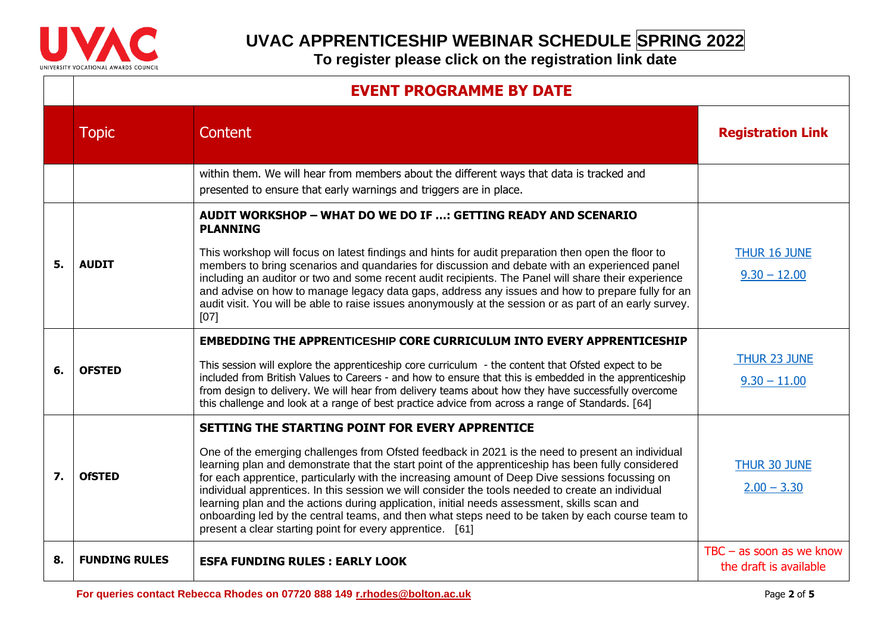# UVAC APPRENTICESHIP WEBINAR SCHEDULE SPRING 2022

**To register please click on the registration link date**

## EVENT PROGRAMME BY DATE

| | Topic | Content | Registration Link |
|---|---|---|---|
| | | within them. We will hear from members about the different ways that data is tracked and presented to ensure that early warnings and triggers are in place. | |
| **5.** | **AUDIT** | **AUDIT WORKSHOP – WHAT DO WE DO IF …: GETTING READY AND SCENARIO PLANNING**<br><br>This workshop will focus on latest findings and hints for audit preparation then open the floor to members to bring scenarios and quandaries for discussion and debate with an experienced panel including an auditor or two and some recent audit recipients. The Panel will share their experience and advise on how to manage legacy data gaps, address any issues and how to prepare fully for an audit visit. You will be able to raise issues anonymously at the session or as part of an early survey. [07] | THUR 16 JUNE<br>9.30 – 12.00 |
| **6.** | **OFSTED** | **EMBEDDING THE APPRENTICESHIP CORE CURRICULUM INTO EVERY APPRENTICESHIP**<br><br>This session will explore the apprenticeship core curriculum - the content that Ofsted expect to be included from British Values to Careers - and how to ensure that this is embedded in the apprenticeship from design to delivery. We will hear from delivery teams about how they have successfully overcome this challenge and look at a range of best practice advice from across a range of Standards. [64] | THUR 23 JUNE<br>9.30 – 11.00 |
| **7.** | **OfSTED** | **SETTING THE STARTING POINT FOR EVERY APPRENTICE**<br><br>One of the emerging challenges from Ofsted feedback in 2021 is the need to present an individual learning plan and demonstrate that the start point of the apprenticeship has been fully considered for each apprentice, particularly with the increasing amount of Deep Dive sessions focussing on individual apprentices. In this session we will consider the tools needed to create an individual learning plan and the actions during application, initial needs assessment, skills scan and onboarding led by the central teams, and then what steps need to be taken by each course team to present a clear starting point for every apprentice. [61] | THUR 30 JUNE<br>2.00 – 3.30 |
| **8.** | **FUNDING RULES** | **ESFA FUNDING RULES : EARLY LOOK** | TBC – as soon as we know the draft is available |

**For queries contact Rebecca Rhodes on 07720 888 149 r.rhodes@bolton.ac.uk**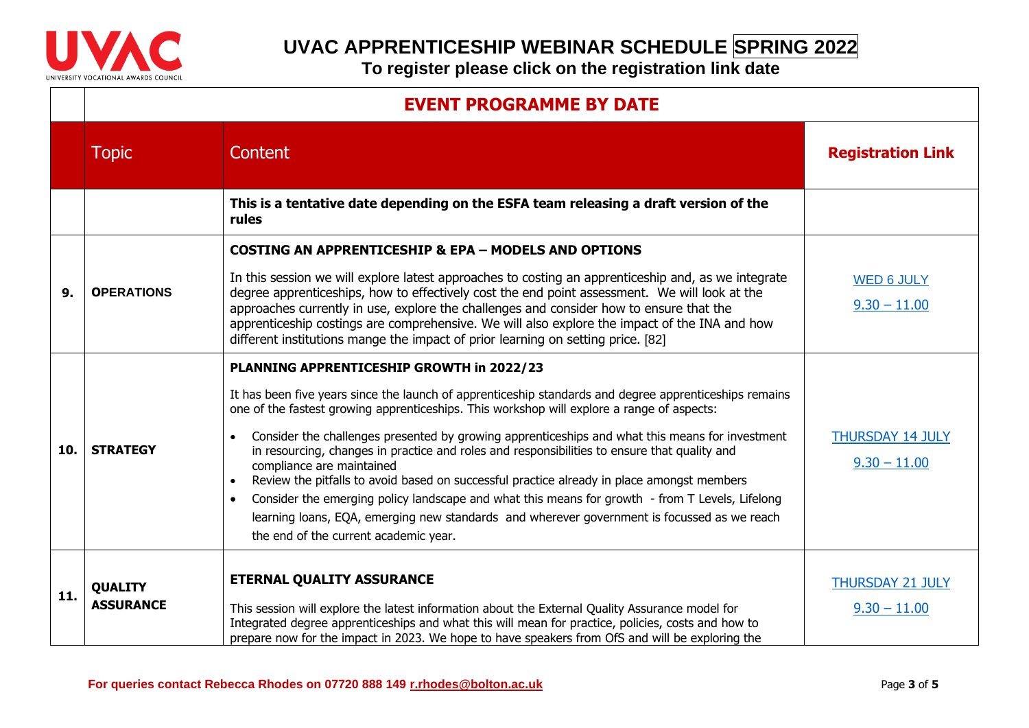# UVAC APPRENTICESHIP WEBINAR SCHEDULE SPRING 2022

**To register please click on the registration link date**

## EVENT PROGRAMME BY DATE

| | Topic | Content | Registration Link |
|---|---|---|---|
| | | **This is a tentative date depending on the ESFA team releasing a draft version of the rules** | |
| **9.** | **OPERATIONS** | **COSTING AN APPRENTICESHIP & EPA – MODELS AND OPTIONS**<br><br>In this session we will explore latest approaches to costing an apprenticeship and, as we integrate degree apprenticeships, how to effectively cost the end point assessment. We will look at the approaches currently in use, explore the challenges and consider how to ensure that the apprenticeship costings are comprehensive. We will also explore the impact of the INA and how different institutions mange the impact of prior learning on setting price. [82] | WED 6 JULY<br><br>9.30 – 11.00 |
| **10.** | **STRATEGY** | **PLANNING APPRENTICESHIP GROWTH in 2022/23**<br><br>It has been five years since the launch of apprenticeship standards and degree apprenticeships remains one of the fastest growing apprenticeships. This workshop will explore a range of aspects:<br>• Consider the challenges presented by growing apprenticeships and what this means for investment in resourcing, changes in practice and roles and responsibilities to ensure that quality and compliance are maintained<br>• Review the pitfalls to avoid based on successful practice already in place amongst members<br>• Consider the emerging policy landscape and what this means for growth - from T Levels, Lifelong learning loans, EQA, emerging new standards and wherever government is focussed as we reach the end of the current academic year. | THURSDAY 14 JULY<br><br>9.30 – 11.00 |
| **11.** | **QUALITY ASSURANCE** | **ETERNAL QUALITY ASSURANCE**<br><br>This session will explore the latest information about the External Quality Assurance model for Integrated degree apprenticeships and what this will mean for practice, policies, costs and how to prepare now for the impact in 2023. We hope to have speakers from OfS and will be exploring the | THURSDAY 21 JULY<br><br>9.30 – 11.00 |

For queries contact Rebecca Rhodes on 07720 888 149 r.rhodes@bolton.ac.uk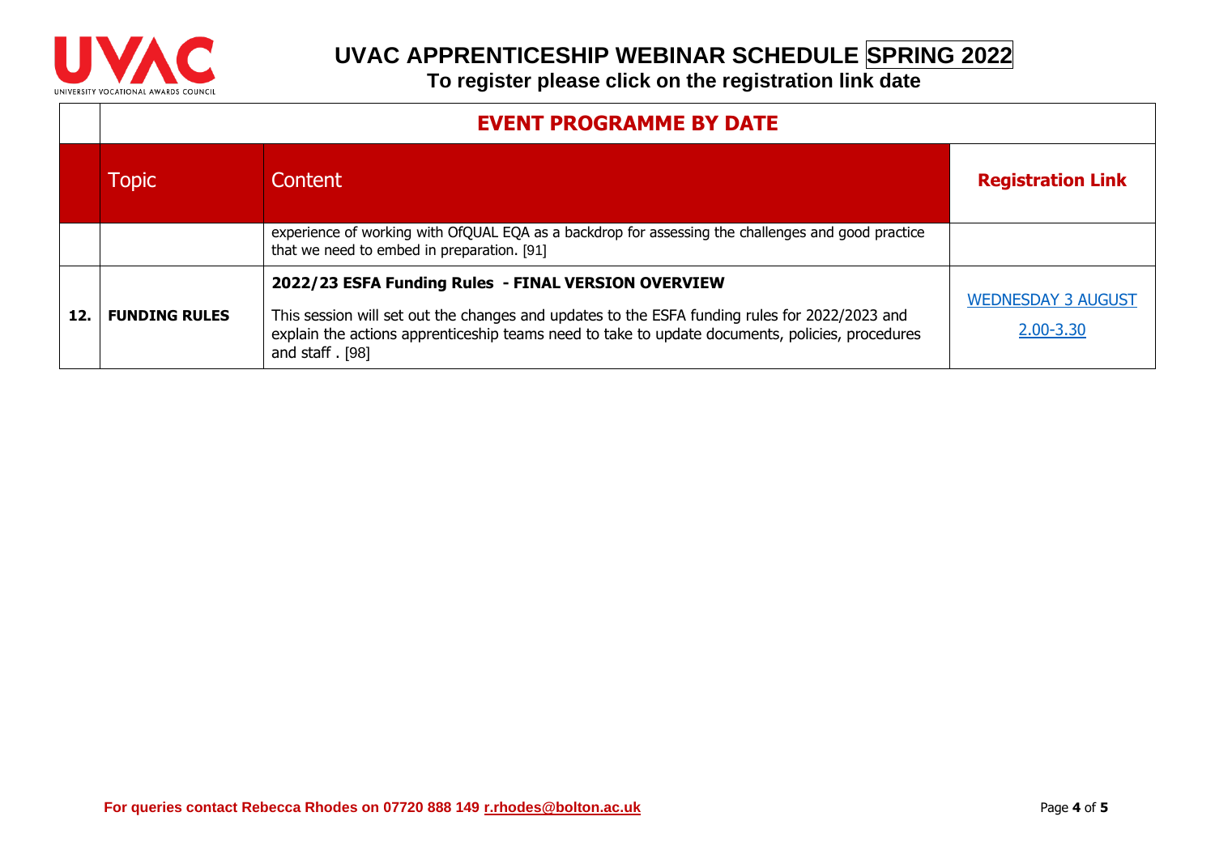# UVAC APPRENTICESHIP WEBINAR SCHEDULE SPRING 2022

**To register please click on the registration link date**

## EVENT PROGRAMME BY DATE

| | Topic | Content | Registration Link |
|---|---|---|---|
| | | experience of working with OfQUAL EQA as a backdrop for assessing the challenges and good practice that we need to embed in preparation. [91] | |
| **12.** | **FUNDING RULES** | **2022/23 ESFA Funding Rules - FINAL VERSION OVERVIEW**<br><br>This session will set out the changes and updates to the ESFA funding rules for 2022/2023 and explain the actions apprenticeship teams need to take to update documents, policies, procedures and staff . [98] | WEDNESDAY 3 AUGUST 2.00-3.30 |

**For queries contact Rebecca Rhodes on 07720 888 149 r.rhodes@bolton.ac.uk**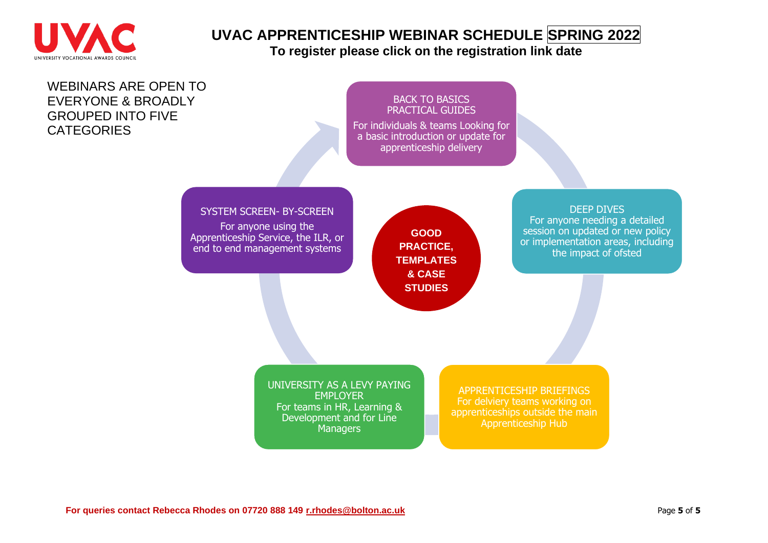# UVAC APPRENTICESHIP WEBINAR SCHEDULE SPRING 2022

**To register please click on the registration link date**

WEBINARS ARE OPEN TO EVERYONE & BROADLY GROUPED INTO FIVE CATEGORIES

BACK TO BASICS PRACTICAL GUIDES
For individuals & teams Looking for a basic introduction or update for apprenticeship delivery

DEEP DIVES
For anyone needing a detailed session on updated or new policy or implementation areas, including the impact of ofsted

APPRENTICESHIP BRIEFINGS
For delviery teams working on apprenticeships outside the main Apprenticeship Hub

UNIVERSITY AS A LEVY PAYING EMPLOYER
For teams in HR, Learning & Development and for Line Managers

SYSTEM SCREEN- BY-SCREEN
For anyone using the Apprenticeship Service, the ILR, or end to end management systems

**GOOD PRACTICE, TEMPLATES & CASE STUDIES**

**For queries contact Rebecca Rhodes on 07720 888 149 r.rhodes@bolton.ac.uk**